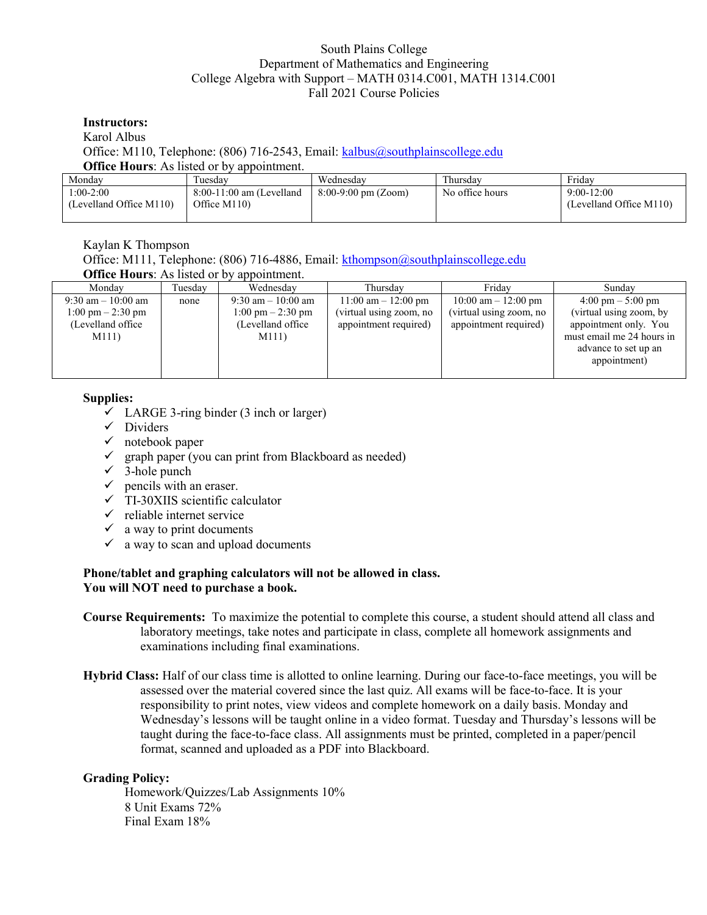# South Plains College
## Department of Mathematics and Engineering
## College Algebra with Support – MATH 0314.C001, MATH 1314.C001
## Fall 2021 Course Policies

**Instructors:**

Karol Albus

Office: M110, Telephone: (806) 716-2543, Email: kalbus@southplainscollege.edu

**Office Hours**: As listed or by appointment.

| Monday | Tuesday | Wednesday | Thursday | Friday |
|---|---|---|---|---|
| 1:00-2:00 (Levelland Office M110) | 8:00-11:00 am (Levelland Office M110) | 8:00-9:00 pm (Zoom) | No office hours | 9:00-12:00 (Levelland Office M110) |

Kaylan K Thompson

Office: M111, Telephone: (806) 716-4886, Email: kthompson@southplainscollege.edu

**Office Hours**: As listed or by appointment.

| Monday | Tuesday | Wednesday | Thursday | Friday | Sunday |
|---|---|---|---|---|---|
| 9:30 am – 10:00 am 1:00 pm – 2:30 pm (Levelland office M111) | none | 9:30 am – 10:00 am 1:00 pm – 2:30 pm (Levelland office M111) | 11:00 am – 12:00 pm (virtual using zoom, no appointment required) | 10:00 am – 12:00 pm (virtual using zoom, no appointment required) | 4:00 pm – 5:00 pm (virtual using zoom, by appointment only. You must email me 24 hours in advance to set up an appointment) |

**Supplies:**

- ✓ LARGE 3-ring binder (3 inch or larger)
- ✓ Dividers
- ✓ notebook paper
- ✓ graph paper (you can print from Blackboard as needed)
- ✓ 3-hole punch
- ✓ pencils with an eraser.
- ✓ TI-30XIIS scientific calculator
- ✓ reliable internet service
- ✓ a way to print documents
- ✓ a way to scan and upload documents

**Phone/tablet and graphing calculators will not be allowed in class.**
**You will NOT need to purchase a book.**

**Course Requirements:** To maximize the potential to complete this course, a student should attend all class and laboratory meetings, take notes and participate in class, complete all homework assignments and examinations including final examinations.

**Hybrid Class:** Half of our class time is allotted to online learning. During our face-to-face meetings, you will be assessed over the material covered since the last quiz. All exams will be face-to-face. It is your responsibility to print notes, view videos and complete homework on a daily basis. Monday and Wednesday's lessons will be taught online in a video format. Tuesday and Thursday's lessons will be taught during the face-to-face class. All assignments must be printed, completed in a paper/pencil format, scanned and uploaded as a PDF into Blackboard.

**Grading Policy:**

Homework/Quizzes/Lab Assignments 10%
8 Unit Exams 72%
Final Exam 18%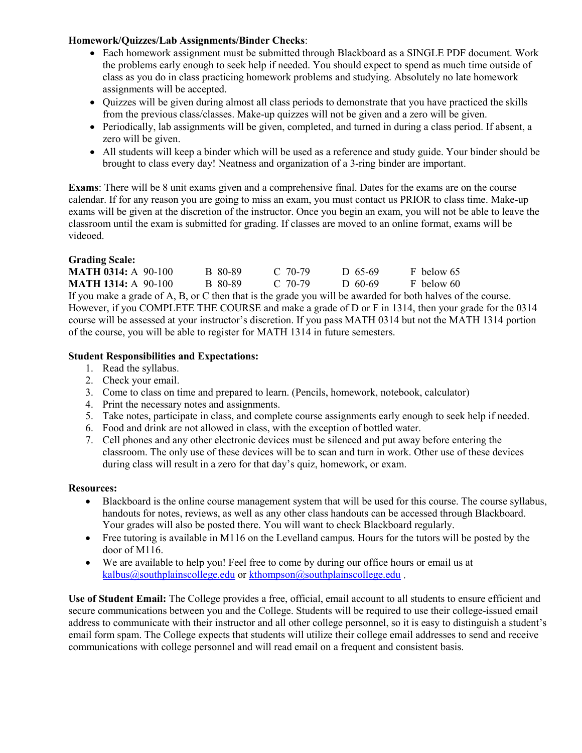**Homework/Quizzes/Lab Assignments/Binder Checks**:

- Each homework assignment must be submitted through Blackboard as a SINGLE PDF document. Work the problems early enough to seek help if needed. You should expect to spend as much time outside of class as you do in class practicing homework problems and studying. Absolutely no late homework assignments will be accepted.
- Quizzes will be given during almost all class periods to demonstrate that you have practiced the skills from the previous class/classes. Make-up quizzes will not be given and a zero will be given.
- Periodically, lab assignments will be given, completed, and turned in during a class period. If absent, a zero will be given.
- All students will keep a binder which will be used as a reference and study guide. Your binder should be brought to class every day! Neatness and organization of a 3-ring binder are important.

**Exams**: There will be 8 unit exams given and a comprehensive final. Dates for the exams are on the course calendar. If for any reason you are going to miss an exam, you must contact us PRIOR to class time. Make-up exams will be given at the discretion of the instructor. Once you begin an exam, you will not be able to leave the classroom until the exam is submitted for grading. If classes are moved to an online format, exams will be videoed.

**Grading Scale:**

| | | | | | |
|---|---|---|---|---|---|
| **MATH 0314:** | A 90-100 | B 80-89 | C 70-79 | D 65-69 | F below 65 |
| **MATH 1314:** | A 90-100 | B 80-89 | C 70-79 | D 60-69 | F below 60 |

If you make a grade of A, B, or C then that is the grade you will be awarded for both halves of the course. However, if you COMPLETE THE COURSE and make a grade of D or F in 1314, then your grade for the 0314 course will be assessed at your instructor's discretion. If you pass MATH 0314 but not the MATH 1314 portion of the course, you will be able to register for MATH 1314 in future semesters.

**Student Responsibilities and Expectations:**

1. Read the syllabus.
2. Check your email.
3. Come to class on time and prepared to learn. (Pencils, homework, notebook, calculator)
4. Print the necessary notes and assignments.
5. Take notes, participate in class, and complete course assignments early enough to seek help if needed.
6. Food and drink are not allowed in class, with the exception of bottled water.
7. Cell phones and any other electronic devices must be silenced and put away before entering the classroom. The only use of these devices will be to scan and turn in work. Other use of these devices during class will result in a zero for that day's quiz, homework, or exam.

**Resources:**

- Blackboard is the online course management system that will be used for this course. The course syllabus, handouts for notes, reviews, as well as any other class handouts can be accessed through Blackboard. Your grades will also be posted there. You will want to check Blackboard regularly.
- Free tutoring is available in M116 on the Levelland campus. Hours for the tutors will be posted by the door of M116.
- We are available to help you! Feel free to come by during our office hours or email us at kalbus@southplainscollege.edu or kthompson@southplainscollege.edu .

**Use of Student Email:** The College provides a free, official, email account to all students to ensure efficient and secure communications between you and the College. Students will be required to use their college-issued email address to communicate with their instructor and all other college personnel, so it is easy to distinguish a student's email form spam. The College expects that students will utilize their college email addresses to send and receive communications with college personnel and will read email on a frequent and consistent basis.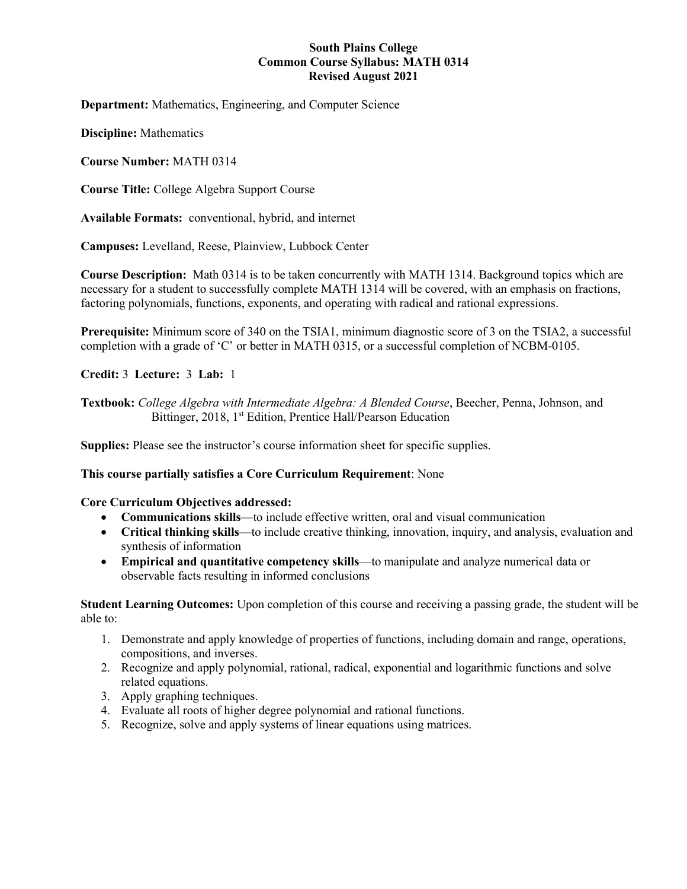**South Plains College**
**Common Course Syllabus: MATH 0314**
**Revised August 2021**

**Department:** Mathematics, Engineering, and Computer Science

**Discipline:** Mathematics

**Course Number:** MATH 0314

**Course Title:** College Algebra Support Course

**Available Formats:** conventional, hybrid, and internet

**Campuses:** Levelland, Reese, Plainview, Lubbock Center

**Course Description:** Math 0314 is to be taken concurrently with MATH 1314. Background topics which are necessary for a student to successfully complete MATH 1314 will be covered, with an emphasis on fractions, factoring polynomials, functions, exponents, and operating with radical and rational expressions.

**Prerequisite:** Minimum score of 340 on the TSIA1, minimum diagnostic score of 3 on the TSIA2, a successful completion with a grade of 'C' or better in MATH 0315, or a successful completion of NCBM-0105.

**Credit:** 3 **Lecture:** 3 **Lab:** 1

**Textbook:** *College Algebra with Intermediate Algebra: A Blended Course*, Beecher, Penna, Johnson, and Bittinger, 2018, 1st Edition, Prentice Hall/Pearson Education

**Supplies:** Please see the instructor's course information sheet for specific supplies.

**This course partially satisfies a Core Curriculum Requirement**: None

**Core Curriculum Objectives addressed:**

- **Communications skills**—to include effective written, oral and visual communication
- **Critical thinking skills**—to include creative thinking, innovation, inquiry, and analysis, evaluation and synthesis of information
- **Empirical and quantitative competency skills**—to manipulate and analyze numerical data or observable facts resulting in informed conclusions

**Student Learning Outcomes:** Upon completion of this course and receiving a passing grade, the student will be able to:

1. Demonstrate and apply knowledge of properties of functions, including domain and range, operations, compositions, and inverses.
2. Recognize and apply polynomial, rational, radical, exponential and logarithmic functions and solve related equations.
3. Apply graphing techniques.
4. Evaluate all roots of higher degree polynomial and rational functions.
5. Recognize, solve and apply systems of linear equations using matrices.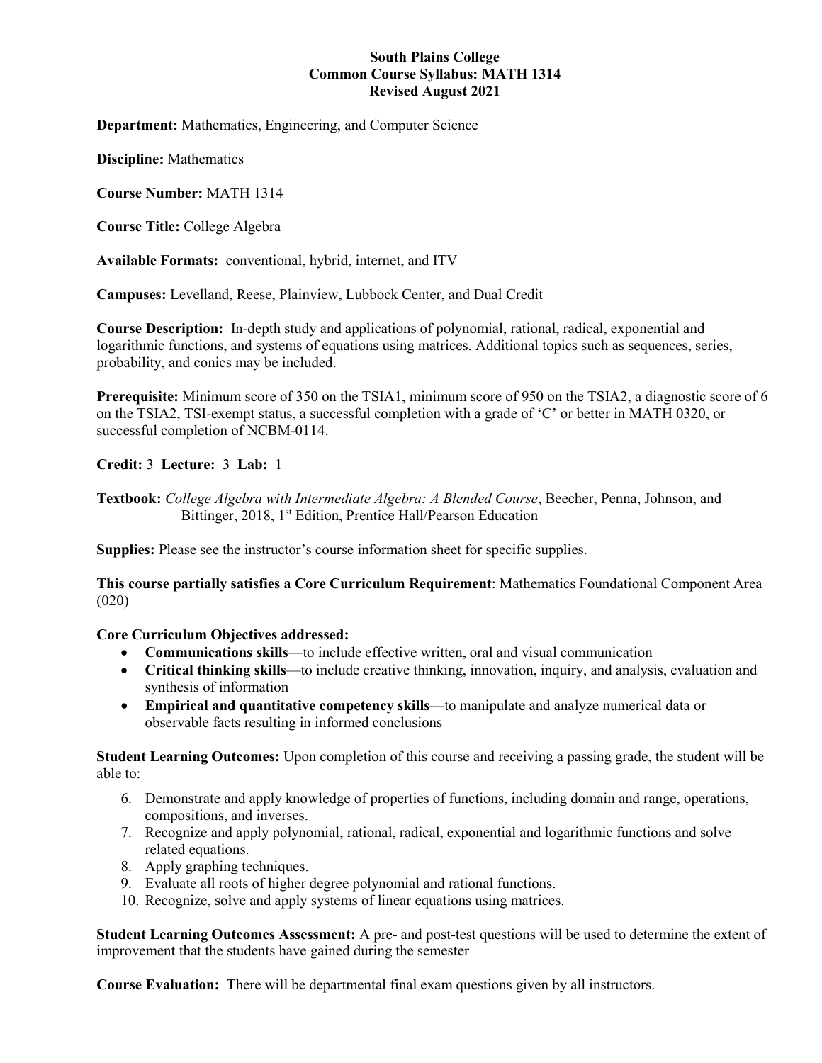**South Plains College**
**Common Course Syllabus: MATH 1314**
**Revised August 2021**

**Department:** Mathematics, Engineering, and Computer Science

**Discipline:** Mathematics

**Course Number:** MATH 1314

**Course Title:** College Algebra

**Available Formats:** conventional, hybrid, internet, and ITV

**Campuses:** Levelland, Reese, Plainview, Lubbock Center, and Dual Credit

**Course Description:** In-depth study and applications of polynomial, rational, radical, exponential and logarithmic functions, and systems of equations using matrices. Additional topics such as sequences, series, probability, and conics may be included.

**Prerequisite:** Minimum score of 350 on the TSIA1, minimum score of 950 on the TSIA2, a diagnostic score of 6 on the TSIA2, TSI-exempt status, a successful completion with a grade of 'C' or better in MATH 0320, or successful completion of NCBM-0114.

**Credit:** 3 **Lecture:** 3 **Lab:** 1

**Textbook:** *College Algebra with Intermediate Algebra: A Blended Course*, Beecher, Penna, Johnson, and Bittinger, 2018, 1st Edition, Prentice Hall/Pearson Education

**Supplies:** Please see the instructor's course information sheet for specific supplies.

**This course partially satisfies a Core Curriculum Requirement**: Mathematics Foundational Component Area (020)

**Core Curriculum Objectives addressed:**

- **Communications skills**—to include effective written, oral and visual communication
- **Critical thinking skills**—to include creative thinking, innovation, inquiry, and analysis, evaluation and synthesis of information
- **Empirical and quantitative competency skills**—to manipulate and analyze numerical data or observable facts resulting in informed conclusions

**Student Learning Outcomes:** Upon completion of this course and receiving a passing grade, the student will be able to:

6. Demonstrate and apply knowledge of properties of functions, including domain and range, operations, compositions, and inverses.
7. Recognize and apply polynomial, rational, radical, exponential and logarithmic functions and solve related equations.
8. Apply graphing techniques.
9. Evaluate all roots of higher degree polynomial and rational functions.
10. Recognize, solve and apply systems of linear equations using matrices.

**Student Learning Outcomes Assessment:** A pre- and post-test questions will be used to determine the extent of improvement that the students have gained during the semester

**Course Evaluation:** There will be departmental final exam questions given by all instructors.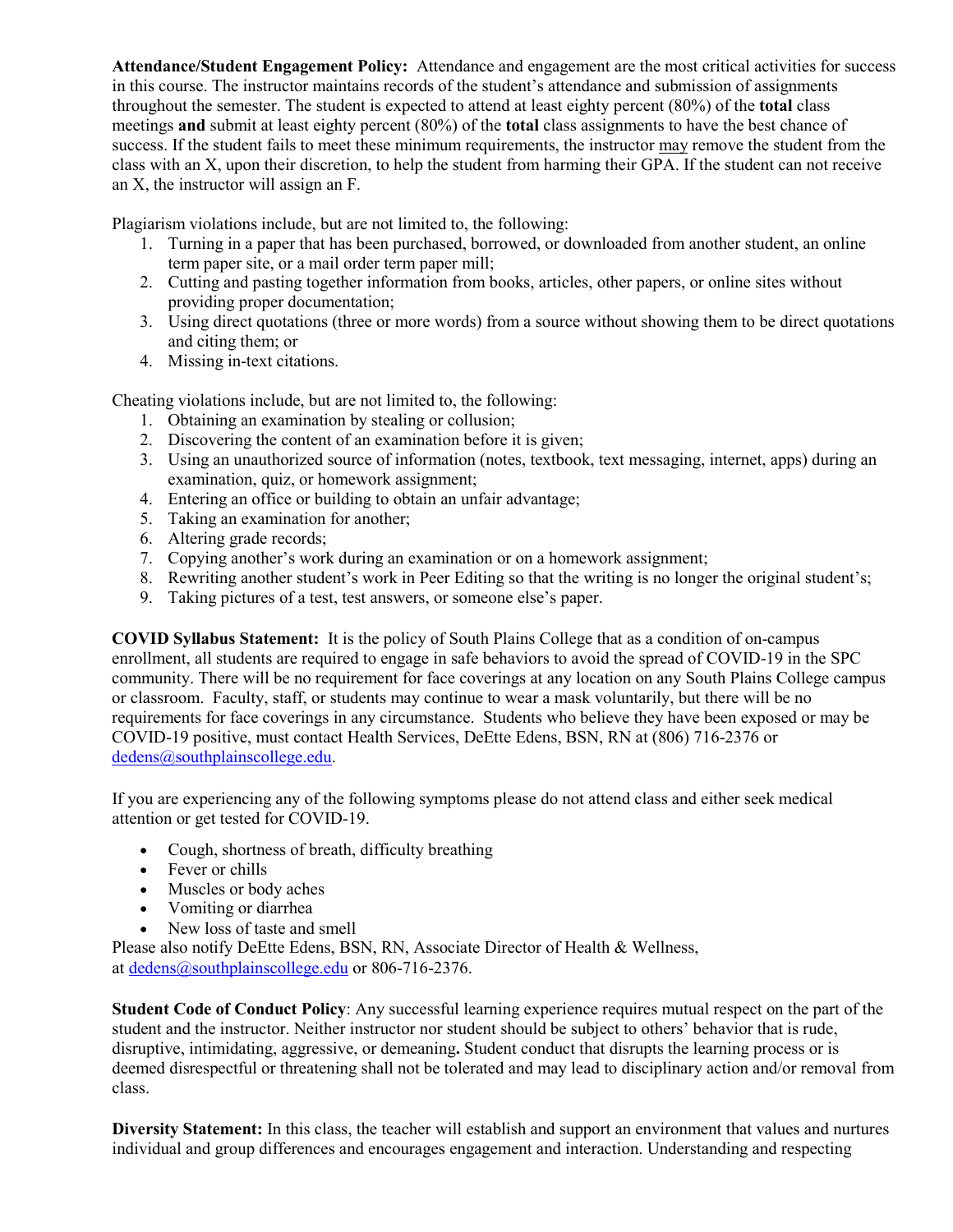**Attendance/Student Engagement Policy:** Attendance and engagement are the most critical activities for success in this course. The instructor maintains records of the student's attendance and submission of assignments throughout the semester. The student is expected to attend at least eighty percent (80%) of the **total** class meetings **and** submit at least eighty percent (80%) of the **total** class assignments to have the best chance of success. If the student fails to meet these minimum requirements, the instructor <u>may</u> remove the student from the class with an X, upon their discretion, to help the student from harming their GPA. If the student can not receive an X, the instructor will assign an F.

Plagiarism violations include, but are not limited to, the following:

1. Turning in a paper that has been purchased, borrowed, or downloaded from another student, an online term paper site, or a mail order term paper mill;
2. Cutting and pasting together information from books, articles, other papers, or online sites without providing proper documentation;
3. Using direct quotations (three or more words) from a source without showing them to be direct quotations and citing them; or
4. Missing in-text citations.

Cheating violations include, but are not limited to, the following:

1. Obtaining an examination by stealing or collusion;
2. Discovering the content of an examination before it is given;
3. Using an unauthorized source of information (notes, textbook, text messaging, internet, apps) during an examination, quiz, or homework assignment;
4. Entering an office or building to obtain an unfair advantage;
5. Taking an examination for another;
6. Altering grade records;
7. Copying another's work during an examination or on a homework assignment;
8. Rewriting another student's work in Peer Editing so that the writing is no longer the original student's;
9. Taking pictures of a test, test answers, or someone else's paper.

**COVID Syllabus Statement:** It is the policy of South Plains College that as a condition of on-campus enrollment, all students are required to engage in safe behaviors to avoid the spread of COVID-19 in the SPC community. There will be no requirement for face coverings at any location on any South Plains College campus or classroom. Faculty, staff, or students may continue to wear a mask voluntarily, but there will be no requirements for face coverings in any circumstance. Students who believe they have been exposed or may be COVID-19 positive, must contact Health Services, DeEtte Edens, BSN, RN at (806) 716-2376 or dedens@southplainscollege.edu.

If you are experiencing any of the following symptoms please do not attend class and either seek medical attention or get tested for COVID-19.

- Cough, shortness of breath, difficulty breathing
- Fever or chills
- Muscles or body aches
- Vomiting or diarrhea
- New loss of taste and smell

Please also notify DeEtte Edens, BSN, RN, Associate Director of Health & Wellness, at dedens@southplainscollege.edu or 806-716-2376.

**Student Code of Conduct Policy**: Any successful learning experience requires mutual respect on the part of the student and the instructor. Neither instructor nor student should be subject to others' behavior that is rude, disruptive, intimidating, aggressive, or demeaning**.** Student conduct that disrupts the learning process or is deemed disrespectful or threatening shall not be tolerated and may lead to disciplinary action and/or removal from class.

**Diversity Statement:** In this class, the teacher will establish and support an environment that values and nurtures individual and group differences and encourages engagement and interaction. Understanding and respecting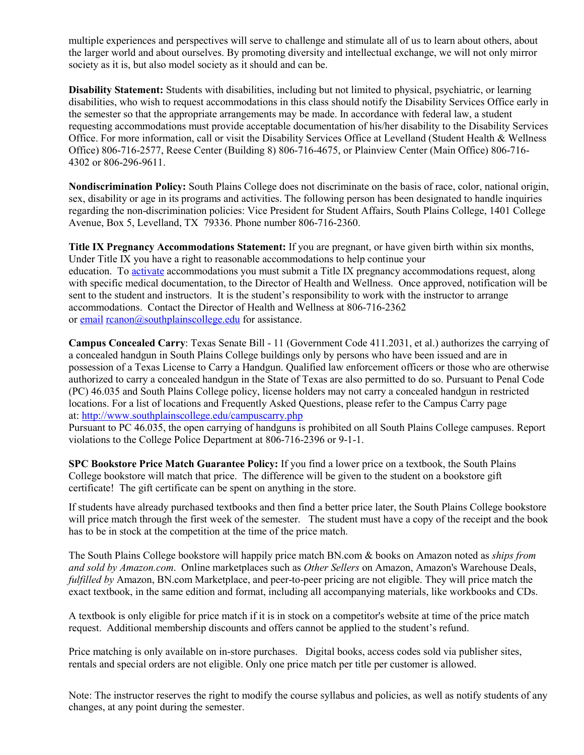multiple experiences and perspectives will serve to challenge and stimulate all of us to learn about others, about the larger world and about ourselves. By promoting diversity and intellectual exchange, we will not only mirror society as it is, but also model society as it should and can be.

**Disability Statement:** Students with disabilities, including but not limited to physical, psychiatric, or learning disabilities, who wish to request accommodations in this class should notify the Disability Services Office early in the semester so that the appropriate arrangements may be made. In accordance with federal law, a student requesting accommodations must provide acceptable documentation of his/her disability to the Disability Services Office. For more information, call or visit the Disability Services Office at Levelland (Student Health & Wellness Office) 806-716-2577, Reese Center (Building 8) 806-716-4675, or Plainview Center (Main Office) 806-716-4302 or 806-296-9611.

**Nondiscrimination Policy:** South Plains College does not discriminate on the basis of race, color, national origin, sex, disability or age in its programs and activities. The following person has been designated to handle inquiries regarding the non-discrimination policies: Vice President for Student Affairs, South Plains College, 1401 College Avenue, Box 5, Levelland, TX 79336. Phone number 806-716-2360.

**Title IX Pregnancy Accommodations Statement:** If you are pregnant, or have given birth within six months, Under Title IX you have a right to reasonable accommodations to help continue your education. To activate accommodations you must submit a Title IX pregnancy accommodations request, along with specific medical documentation, to the Director of Health and Wellness. Once approved, notification will be sent to the student and instructors. It is the student's responsibility to work with the instructor to arrange accommodations. Contact the Director of Health and Wellness at 806-716-2362 or email rcanon@southplainscollege.edu for assistance.

**Campus Concealed Carry**: Texas Senate Bill - 11 (Government Code 411.2031, et al.) authorizes the carrying of a concealed handgun in South Plains College buildings only by persons who have been issued and are in possession of a Texas License to Carry a Handgun. Qualified law enforcement officers or those who are otherwise authorized to carry a concealed handgun in the State of Texas are also permitted to do so. Pursuant to Penal Code (PC) 46.035 and South Plains College policy, license holders may not carry a concealed handgun in restricted locations. For a list of locations and Frequently Asked Questions, please refer to the Campus Carry page at: http://www.southplainscollege.edu/campuscarry.php
Pursuant to PC 46.035, the open carrying of handguns is prohibited on all South Plains College campuses. Report violations to the College Police Department at 806-716-2396 or 9-1-1.

**SPC Bookstore Price Match Guarantee Policy:** If you find a lower price on a textbook, the South Plains College bookstore will match that price. The difference will be given to the student on a bookstore gift certificate! The gift certificate can be spent on anything in the store.

If students have already purchased textbooks and then find a better price later, the South Plains College bookstore will price match through the first week of the semester. The student must have a copy of the receipt and the book has to be in stock at the competition at the time of the price match.

The South Plains College bookstore will happily price match BN.com & books on Amazon noted as *ships from and sold by Amazon.com*. Online marketplaces such as *Other Sellers* on Amazon, Amazon's Warehouse Deals, *fulfilled by* Amazon, BN.com Marketplace, and peer-to-peer pricing are not eligible. They will price match the exact textbook, in the same edition and format, including all accompanying materials, like workbooks and CDs.

A textbook is only eligible for price match if it is in stock on a competitor's website at time of the price match request. Additional membership discounts and offers cannot be applied to the student's refund.

Price matching is only available on in-store purchases. Digital books, access codes sold via publisher sites, rentals and special orders are not eligible. Only one price match per title per customer is allowed.

Note: The instructor reserves the right to modify the course syllabus and policies, as well as notify students of any changes, at any point during the semester.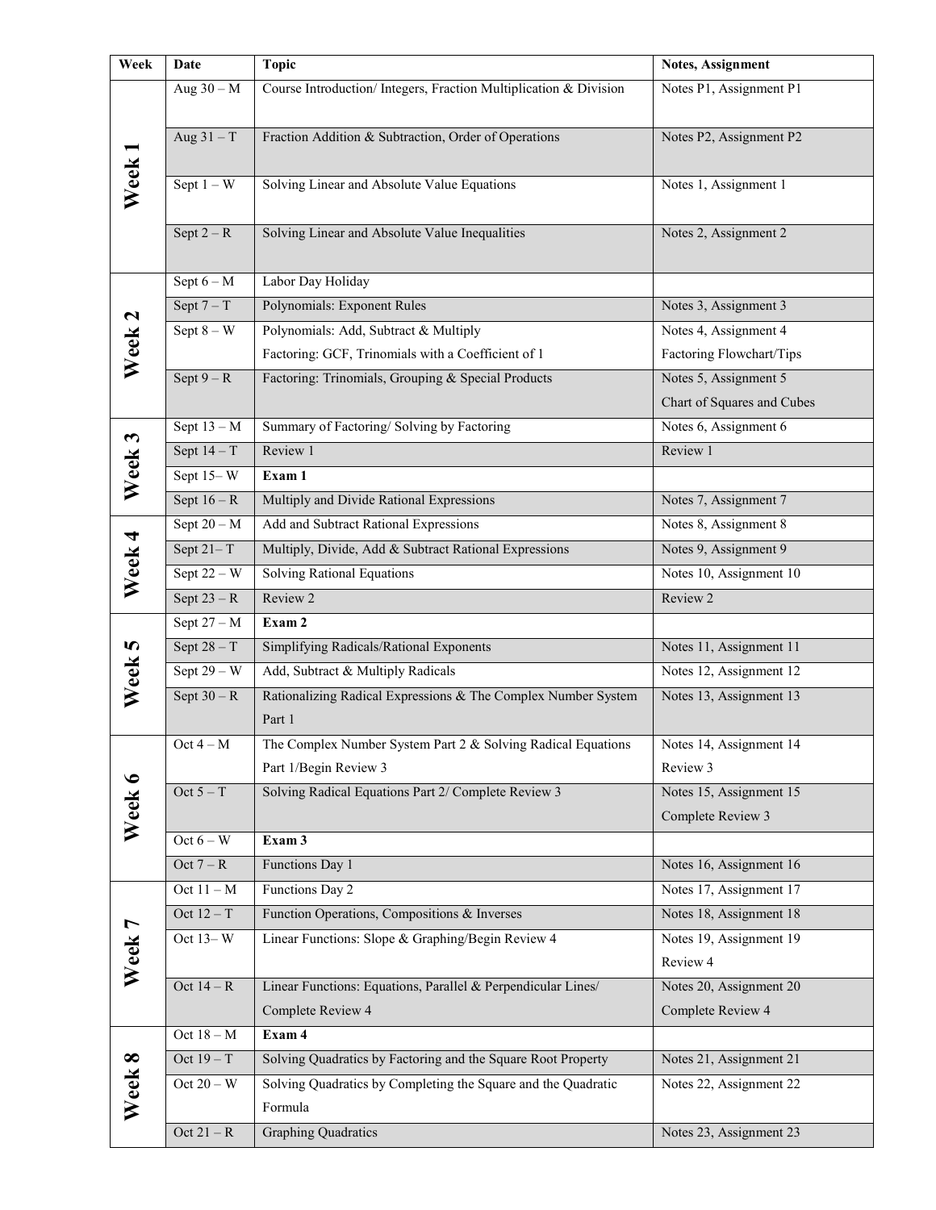| Week | Date | Topic | Notes, Assignment |
|---|---|---|---|
| Week 1 | Aug 30 – M | Course Introduction/ Integers, Fraction Multiplication & Division | Notes P1, Assignment P1 |
| | Aug 31 – T | Fraction Addition & Subtraction, Order of Operations | Notes P2, Assignment P2 |
| | Sept 1 – W | Solving Linear and Absolute Value Equations | Notes 1, Assignment 1 |
| | Sept 2 – R | Solving Linear and Absolute Value Inequalities | Notes 2, Assignment 2 |
| Week 2 | Sept 6 – M | Labor Day Holiday | |
| | Sept 7 – T | Polynomials: Exponent Rules | Notes 3, Assignment 3 |
| | Sept 8 – W | Polynomials: Add, Subtract & Multiply<br>Factoring: GCF, Trinomials with a Coefficient of 1 | Notes 4, Assignment 4<br>Factoring Flowchart/Tips |
| | Sept 9 – R | Factoring: Trinomials, Grouping & Special Products | Notes 5, Assignment 5<br>Chart of Squares and Cubes |
| Week 3 | Sept 13 – M | Summary of Factoring/ Solving by Factoring | Notes 6, Assignment 6 |
| | Sept 14 – T | Review 1 | Review 1 |
| | Sept 15– W | **Exam 1** | |
| | Sept 16 – R | Multiply and Divide Rational Expressions | Notes 7, Assignment 7 |
| Week 4 | Sept 20 – M | Add and Subtract Rational Expressions | Notes 8, Assignment 8 |
| | Sept 21– T | Multiply, Divide, Add & Subtract Rational Expressions | Notes 9, Assignment 9 |
| | Sept 22 – W | Solving Rational Equations | Notes 10, Assignment 10 |
| | Sept 23 – R | Review 2 | Review 2 |
| Week 5 | Sept 27 – M | **Exam 2** | |
| | Sept 28 – T | Simplifying Radicals/Rational Exponents | Notes 11, Assignment 11 |
| | Sept 29 – W | Add, Subtract & Multiply Radicals | Notes 12, Assignment 12 |
| | Sept 30 – R | Rationalizing Radical Expressions & The Complex Number System Part 1 | Notes 13, Assignment 13 |
| Week 6 | Oct 4 – M | The Complex Number System Part 2 & Solving Radical Equations Part 1/Begin Review 3 | Notes 14, Assignment 14<br>Review 3 |
| | Oct 5 – T | Solving Radical Equations Part 2/ Complete Review 3 | Notes 15, Assignment 15<br>Complete Review 3 |
| | Oct 6 – W | **Exam 3** | |
| | Oct 7 – R | Functions Day 1 | Notes 16, Assignment 16 |
| Week 7 | Oct 11 – M | Functions Day 2 | Notes 17, Assignment 17 |
| | Oct 12 – T | Function Operations, Compositions & Inverses | Notes 18, Assignment 18 |
| | Oct 13– W | Linear Functions: Slope & Graphing/Begin Review 4 | Notes 19, Assignment 19<br>Review 4 |
| | Oct 14 – R | Linear Functions: Equations, Parallel & Perpendicular Lines/ Complete Review 4 | Notes 20, Assignment 20<br>Complete Review 4 |
| Week 8 | Oct 18 – M | **Exam 4** | |
| | Oct 19 – T | Solving Quadratics by Factoring and the Square Root Property | Notes 21, Assignment 21 |
| | Oct 20 – W | Solving Quadratics by Completing the Square and the Quadratic Formula | Notes 22, Assignment 22 |
| | Oct 21 – R | Graphing Quadratics | Notes 23, Assignment 23 |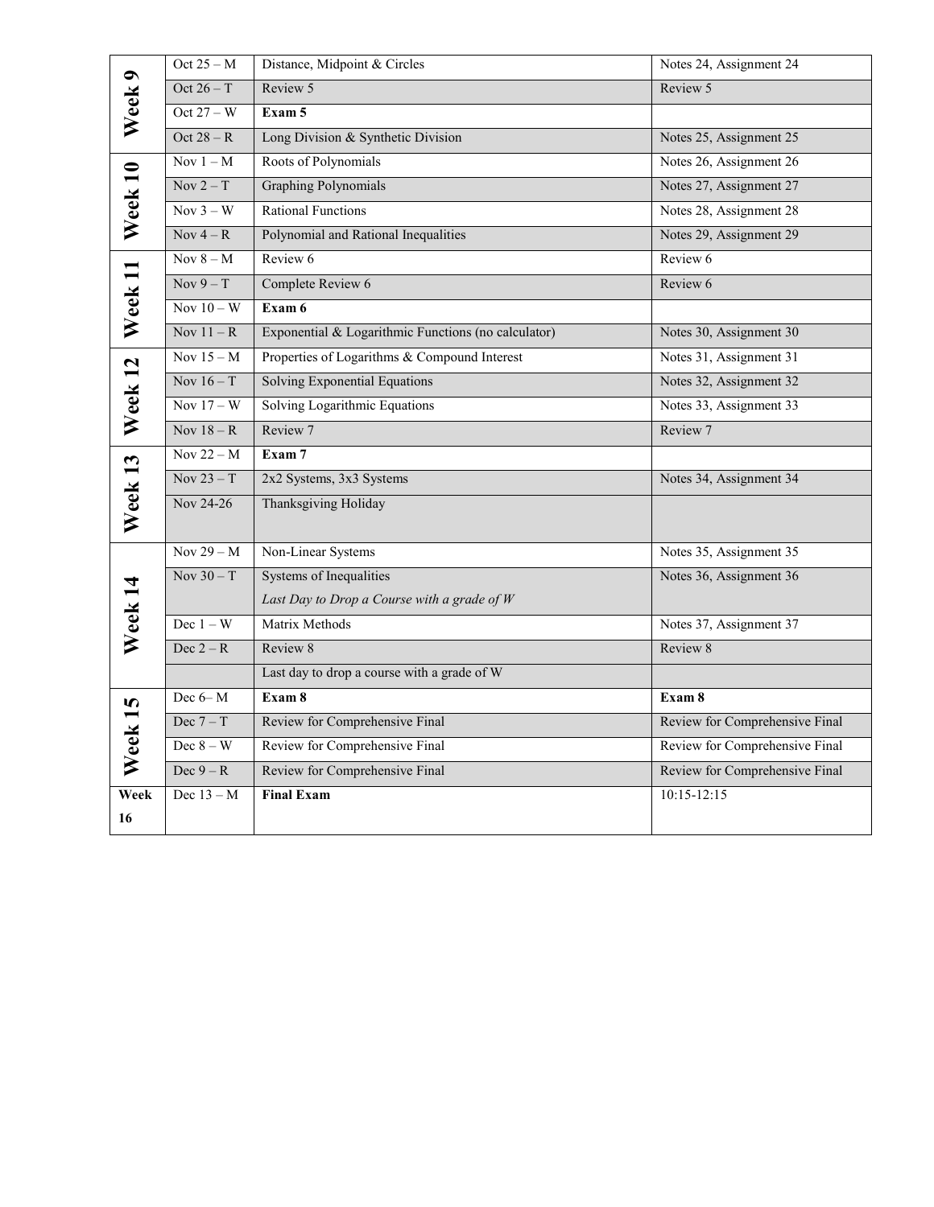| | | | |
|---|---|---|---|
| **Week 9** | Oct 25 – M | Distance, Midpoint & Circles | Notes 24, Assignment 24 |
| | Oct 26 – T | Review 5 | Review 5 |
| | Oct 27 – W | **Exam 5** | |
| | Oct 28 – R | Long Division & Synthetic Division | Notes 25, Assignment 25 |
| **Week 10** | Nov 1 – M | Roots of Polynomials | Notes 26, Assignment 26 |
| | Nov 2 – T | Graphing Polynomials | Notes 27, Assignment 27 |
| | Nov 3 – W | Rational Functions | Notes 28, Assignment 28 |
| | Nov 4 – R | Polynomial and Rational Inequalities | Notes 29, Assignment 29 |
| **Week 11** | Nov 8 – M | Review 6 | Review 6 |
| | Nov 9 – T | Complete Review 6 | Review 6 |
| | Nov 10 – W | **Exam 6** | |
| | Nov 11 – R | Exponential & Logarithmic Functions (no calculator) | Notes 30, Assignment 30 |
| **Week 12** | Nov 15 – M | Properties of Logarithms & Compound Interest | Notes 31, Assignment 31 |
| | Nov 16 – T | Solving Exponential Equations | Notes 32, Assignment 32 |
| | Nov 17 – W | Solving Logarithmic Equations | Notes 33, Assignment 33 |
| | Nov 18 – R | Review 7 | Review 7 |
| **Week 13** | Nov 22 – M | **Exam 7** | |
| | Nov 23 – T | 2x2 Systems, 3x3 Systems | Notes 34, Assignment 34 |
| | Nov 24-26 | Thanksgiving Holiday | |
| **Week 14** | Nov 29 – M | Non-Linear Systems | Notes 35, Assignment 35 |
| | Nov 30 – T | Systems of Inequalities *Last Day to Drop a Course with a grade of W* | Notes 36, Assignment 36 |
| | Dec 1 – W | Matrix Methods | Notes 37, Assignment 37 |
| | Dec 2 – R | Review 8 | Review 8 |
| | | Last day to drop a course with a grade of W | |
| **Week 15** | Dec 6– M | **Exam 8** | **Exam 8** |
| | Dec 7 – T | Review for Comprehensive Final | Review for Comprehensive Final |
| | Dec 8 – W | Review for Comprehensive Final | Review for Comprehensive Final |
| | Dec 9 – R | Review for Comprehensive Final | Review for Comprehensive Final |
| **Week 16** | Dec 13 – M | **Final Exam** | 10:15-12:15 |